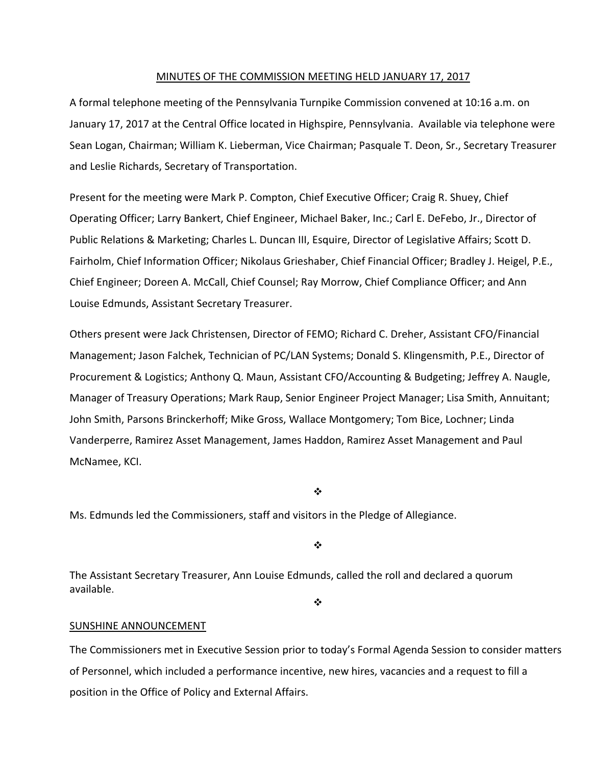MINUTES OF THE COMMISSION MEETING HELD JANUARY 17, 2017

A formal telephone meeting of the Pennsylvania Turnpike Commission convened at 10:16 a.m. on January 17, 2017 at the Central Office located in Highspire, Pennsylvania. Available via telephone were Sean Logan, Chairman; William K. Lieberman, Vice Chairman; Pasquale T. Deon, Sr., Secretary Treasurer and Leslie Richards, Secretary of Transportation.

Present for the meeting were Mark P. Compton, Chief Executive Officer; Craig R. Shuey, Chief Operating Officer; Larry Bankert, Chief Engineer, Michael Baker, Inc.; Carl E. DeFebo, Jr., Director of Public Relations & Marketing; Charles L. Duncan III, Esquire, Director of Legislative Affairs; Scott D. Fairholm, Chief Information Officer; Nikolaus Grieshaber, Chief Financial Officer; Bradley J. Heigel, P.E., Chief Engineer; Doreen A. McCall, Chief Counsel; Ray Morrow, Chief Compliance Officer; and Ann Louise Edmunds, Assistant Secretary Treasurer.

Others present were Jack Christensen, Director of FEMO; Richard C. Dreher, Assistant CFO/Financial Management; Jason Falchek, Technician of PC/LAN Systems; Donald S. Klingensmith, P.E., Director of Procurement & Logistics; Anthony Q. Maun, Assistant CFO/Accounting & Budgeting; Jeffrey A. Naugle, Manager of Treasury Operations; Mark Raup, Senior Engineer Project Manager; Lisa Smith, Annuitant; John Smith, Parsons Brinckerhoff; Mike Gross, Wallace Montgomery; Tom Bice, Lochner; Linda Vanderperre, Ramirez Asset Management, James Haddon, Ramirez Asset Management and Paul McNamee, KCI.

❖

Ms. Edmunds led the Commissioners, staff and visitors in the Pledge of Allegiance.

❖

The Assistant Secretary Treasurer, Ann Louise Edmunds, called the roll and declared a quorum available.

❖

SUNSHINE ANNOUNCEMENT

The Commissioners met in Executive Session prior to today's Formal Agenda Session to consider matters of Personnel, which included a performance incentive, new hires, vacancies and a request to fill a position in the Office of Policy and External Affairs.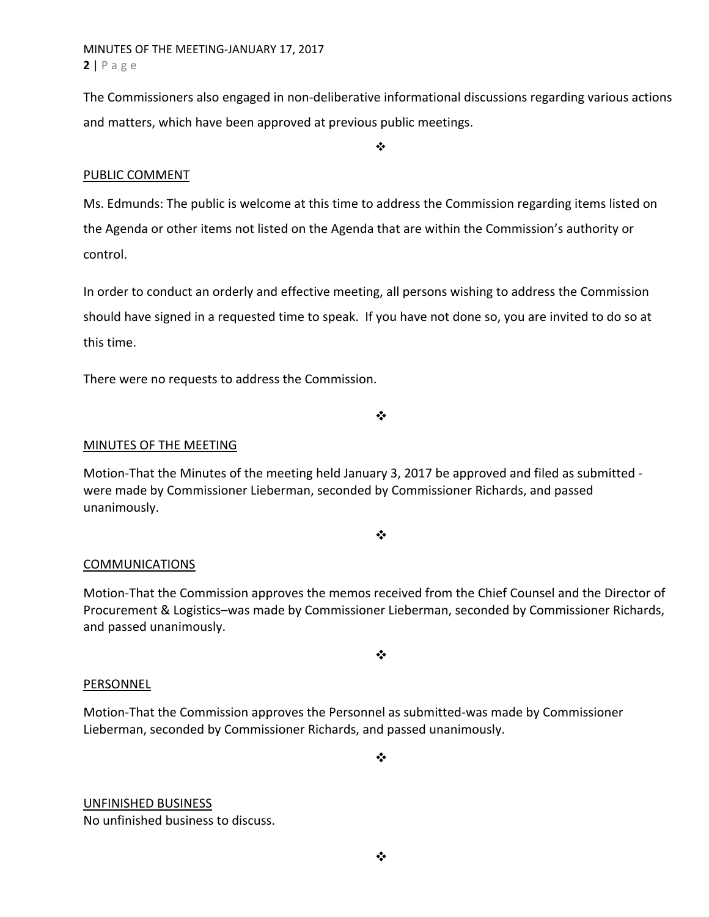The Commissioners also engaged in non-deliberative informational discussions regarding various actions and matters, which have been approved at previous public meetings.

❖

## PUBLIC COMMENT

Ms. Edmunds: The public is welcome at this time to address the Commission regarding items listed on the Agenda or other items not listed on the Agenda that are within the Commission's authority or control.

In order to conduct an orderly and effective meeting, all persons wishing to address the Commission should have signed in a requested time to speak. If you have not done so, you are invited to do so at this time.

There were no requests to address the Commission.

❖

## MINUTES OF THE MEETING

Motion-That the Minutes of the meeting held January 3, 2017 be approved and filed as submitted - were made by Commissioner Lieberman, seconded by Commissioner Richards, and passed unanimously.

❖

## COMMUNICATIONS

Motion-That the Commission approves the memos received from the Chief Counsel and the Director of Procurement & Logistics–was made by Commissioner Lieberman, seconded by Commissioner Richards, and passed unanimously.

❖

## PERSONNEL

Motion-That the Commission approves the Personnel as submitted-was made by Commissioner Lieberman, seconded by Commissioner Richards, and passed unanimously.

❖

## UNFINISHED BUSINESS

No unfinished business to discuss.

❖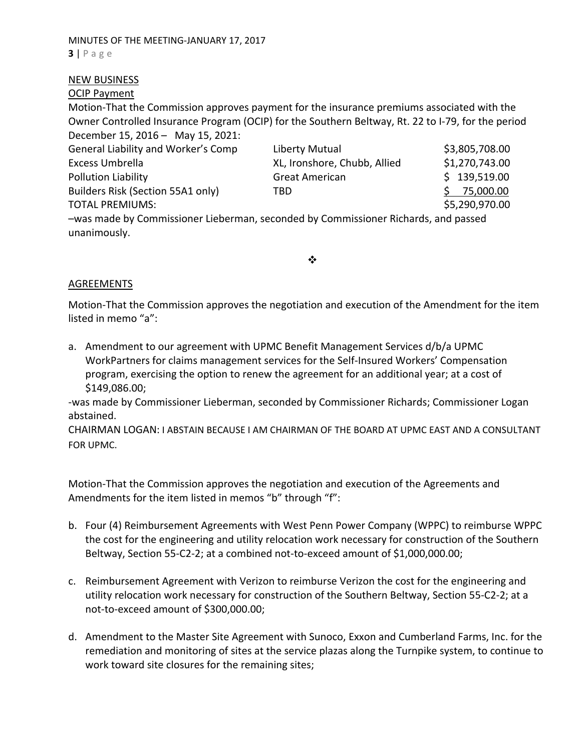NEW BUSINESS

OCIP Payment

Motion-That the Commission approves payment for the insurance premiums associated with the Owner Controlled Insurance Program (OCIP) for the Southern Beltway, Rt. 22 to I-79, for the period December 15, 2016 – May 15, 2021:

| | | |
|---|---|---|
| General Liability and Worker's Comp | Liberty Mutual | $3,805,708.00 |
| Excess Umbrella | XL, Ironshore, Chubb, Allied | $1,270,743.00 |
| Pollution Liability | Great American | $ 139,519.00 |
| Builders Risk (Section 55A1 only) | TBD | $ 75,000.00 |
| TOTAL PREMIUMS: | | $5,290,970.00 |

–was made by Commissioner Lieberman, seconded by Commissioner Richards, and passed unanimously.

❖

AGREEMENTS

Motion-That the Commission approves the negotiation and execution of the Amendment for the item listed in memo "a":

a. Amendment to our agreement with UPMC Benefit Management Services d/b/a UPMC WorkPartners for claims management services for the Self-Insured Workers' Compensation program, exercising the option to renew the agreement for an additional year; at a cost of $149,086.00;

-was made by Commissioner Lieberman, seconded by Commissioner Richards; Commissioner Logan abstained.

CHAIRMAN LOGAN: I ABSTAIN BECAUSE I AM CHAIRMAN OF THE BOARD AT UPMC EAST AND A CONSULTANT FOR UPMC.

Motion-That the Commission approves the negotiation and execution of the Agreements and Amendments for the item listed in memos "b" through "f":

b. Four (4) Reimbursement Agreements with West Penn Power Company (WPPC) to reimburse WPPC the cost for the engineering and utility relocation work necessary for construction of the Southern Beltway, Section 55-C2-2; at a combined not-to-exceed amount of $1,000,000.00;

c. Reimbursement Agreement with Verizon to reimburse Verizon the cost for the engineering and utility relocation work necessary for construction of the Southern Beltway, Section 55-C2-2; at a not-to-exceed amount of $300,000.00;

d. Amendment to the Master Site Agreement with Sunoco, Exxon and Cumberland Farms, Inc. for the remediation and monitoring of sites at the service plazas along the Turnpike system, to continue to work toward site closures for the remaining sites;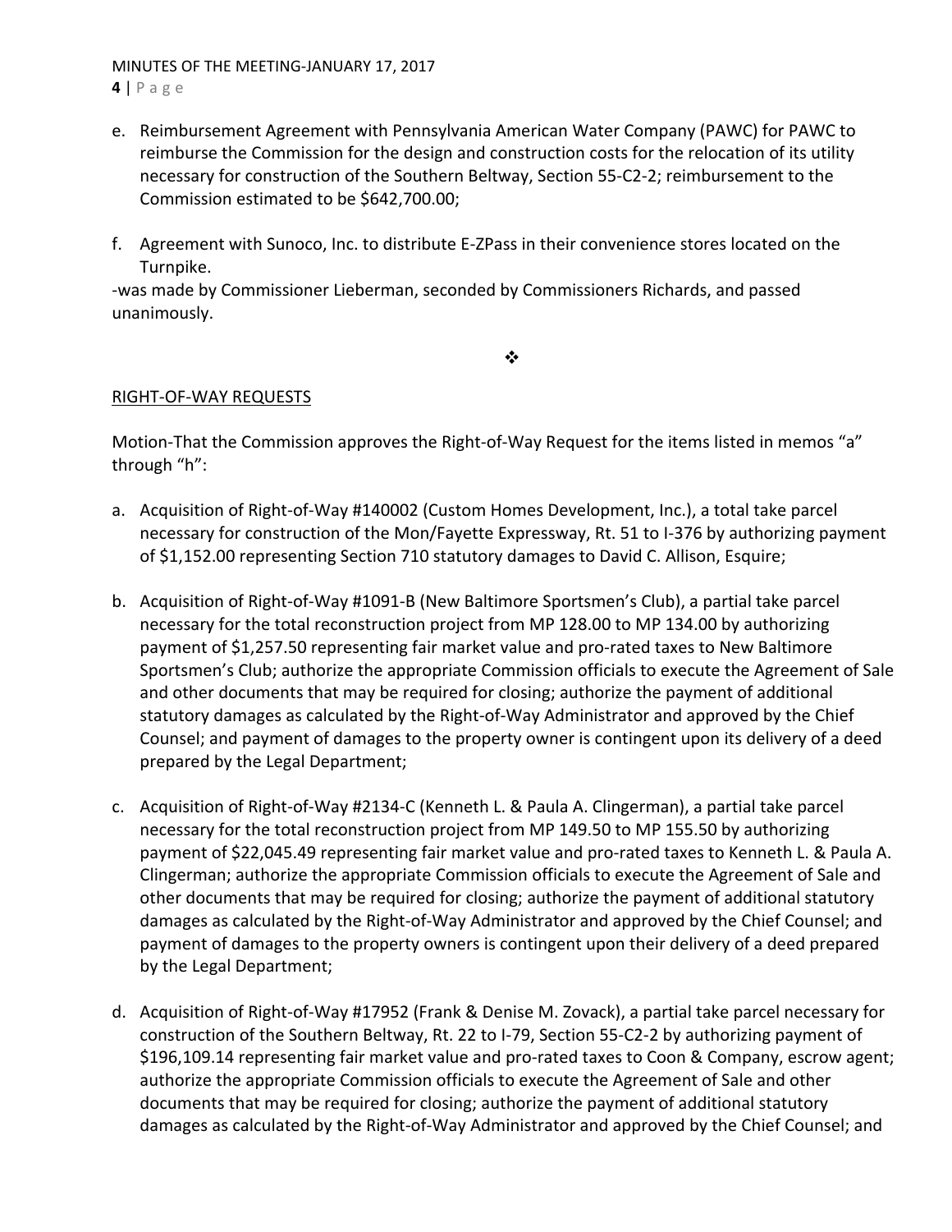e. Reimbursement Agreement with Pennsylvania American Water Company (PAWC) for PAWC to reimburse the Commission for the design and construction costs for the relocation of its utility necessary for construction of the Southern Beltway, Section 55-C2-2; reimbursement to the Commission estimated to be $642,700.00;

f. Agreement with Sunoco, Inc. to distribute E-ZPass in their convenience stores located on the Turnpike.

-was made by Commissioner Lieberman, seconded by Commissioners Richards, and passed unanimously.

❖

RIGHT-OF-WAY REQUESTS

Motion-That the Commission approves the Right-of-Way Request for the items listed in memos "a" through "h":

a. Acquisition of Right-of-Way #140002 (Custom Homes Development, Inc.), a total take parcel necessary for construction of the Mon/Fayette Expressway, Rt. 51 to I-376 by authorizing payment of $1,152.00 representing Section 710 statutory damages to David C. Allison, Esquire;

b. Acquisition of Right-of-Way #1091-B (New Baltimore Sportsmen's Club), a partial take parcel necessary for the total reconstruction project from MP 128.00 to MP 134.00 by authorizing payment of $1,257.50 representing fair market value and pro-rated taxes to New Baltimore Sportsmen's Club; authorize the appropriate Commission officials to execute the Agreement of Sale and other documents that may be required for closing; authorize the payment of additional statutory damages as calculated by the Right-of-Way Administrator and approved by the Chief Counsel; and payment of damages to the property owner is contingent upon its delivery of a deed prepared by the Legal Department;

c. Acquisition of Right-of-Way #2134-C (Kenneth L. & Paula A. Clingerman), a partial take parcel necessary for the total reconstruction project from MP 149.50 to MP 155.50 by authorizing payment of $22,045.49 representing fair market value and pro-rated taxes to Kenneth L. & Paula A. Clingerman; authorize the appropriate Commission officials to execute the Agreement of Sale and other documents that may be required for closing; authorize the payment of additional statutory damages as calculated by the Right-of-Way Administrator and approved by the Chief Counsel; and payment of damages to the property owners is contingent upon their delivery of a deed prepared by the Legal Department;

d. Acquisition of Right-of-Way #17952 (Frank & Denise M. Zovack), a partial take parcel necessary for construction of the Southern Beltway, Rt. 22 to I-79, Section 55-C2-2 by authorizing payment of $196,109.14 representing fair market value and pro-rated taxes to Coon & Company, escrow agent; authorize the appropriate Commission officials to execute the Agreement of Sale and other documents that may be required for closing; authorize the payment of additional statutory damages as calculated by the Right-of-Way Administrator and approved by the Chief Counsel; and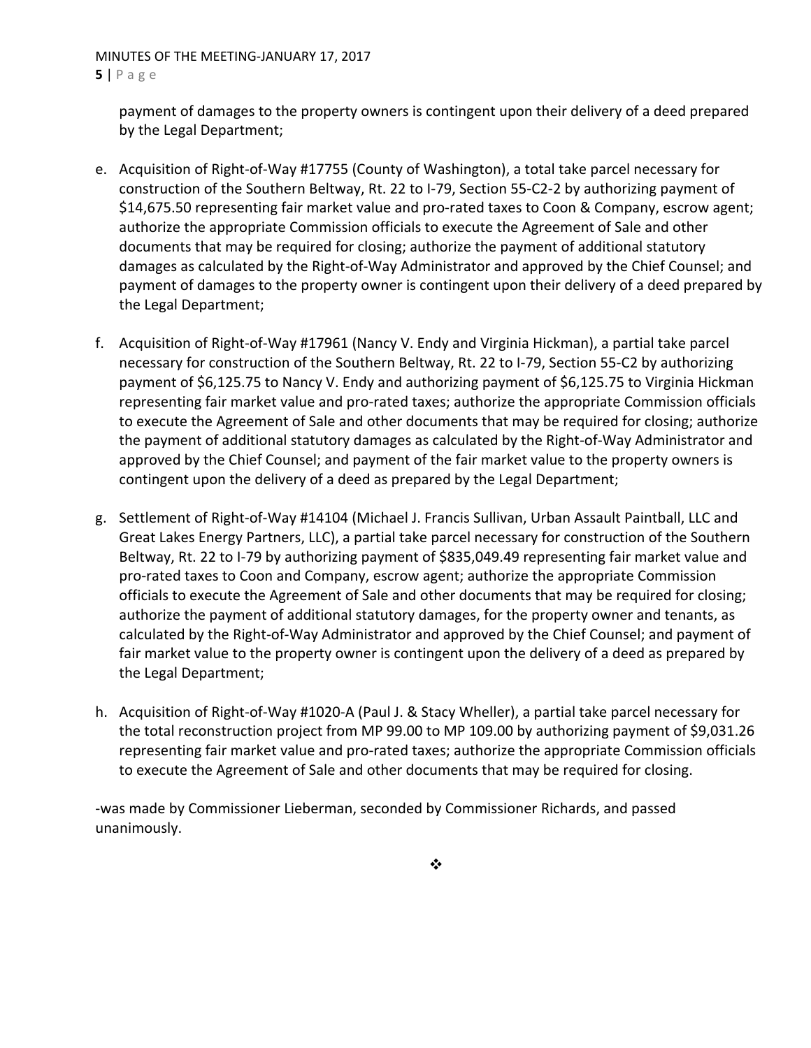payment of damages to the property owners is contingent upon their delivery of a deed prepared by the Legal Department;

e. Acquisition of Right-of-Way #17755 (County of Washington), a total take parcel necessary for construction of the Southern Beltway, Rt. 22 to I-79, Section 55-C2-2 by authorizing payment of $14,675.50 representing fair market value and pro-rated taxes to Coon & Company, escrow agent; authorize the appropriate Commission officials to execute the Agreement of Sale and other documents that may be required for closing; authorize the payment of additional statutory damages as calculated by the Right-of-Way Administrator and approved by the Chief Counsel; and payment of damages to the property owner is contingent upon their delivery of a deed prepared by the Legal Department;

f. Acquisition of Right-of-Way #17961 (Nancy V. Endy and Virginia Hickman), a partial take parcel necessary for construction of the Southern Beltway, Rt. 22 to I-79, Section 55-C2 by authorizing payment of $6,125.75 to Nancy V. Endy and authorizing payment of $6,125.75 to Virginia Hickman representing fair market value and pro-rated taxes; authorize the appropriate Commission officials to execute the Agreement of Sale and other documents that may be required for closing; authorize the payment of additional statutory damages as calculated by the Right-of-Way Administrator and approved by the Chief Counsel; and payment of the fair market value to the property owners is contingent upon the delivery of a deed as prepared by the Legal Department;

g. Settlement of Right-of-Way #14104 (Michael J. Francis Sullivan, Urban Assault Paintball, LLC and Great Lakes Energy Partners, LLC), a partial take parcel necessary for construction of the Southern Beltway, Rt. 22 to I-79 by authorizing payment of $835,049.49 representing fair market value and pro-rated taxes to Coon and Company, escrow agent; authorize the appropriate Commission officials to execute the Agreement of Sale and other documents that may be required for closing; authorize the payment of additional statutory damages, for the property owner and tenants, as calculated by the Right-of-Way Administrator and approved by the Chief Counsel; and payment of fair market value to the property owner is contingent upon the delivery of a deed as prepared by the Legal Department;

h. Acquisition of Right-of-Way #1020-A (Paul J. & Stacy Wheller), a partial take parcel necessary for the total reconstruction project from MP 99.00 to MP 109.00 by authorizing payment of $9,031.26 representing fair market value and pro-rated taxes; authorize the appropriate Commission officials to execute the Agreement of Sale and other documents that may be required for closing.

-was made by Commissioner Lieberman, seconded by Commissioner Richards, and passed unanimously.

❖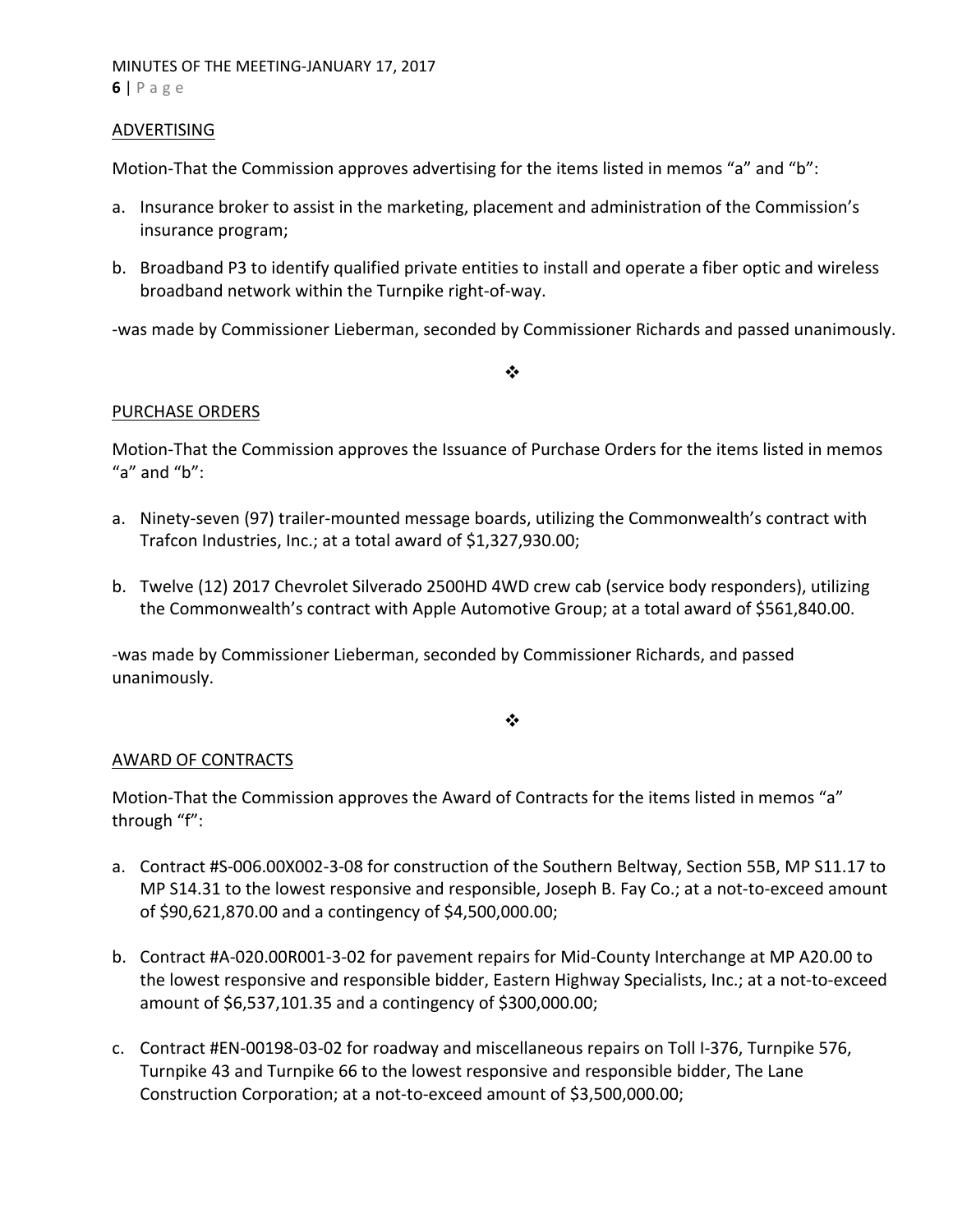## ADVERTISING

Motion-That the Commission approves advertising for the items listed in memos "a" and "b":

a. Insurance broker to assist in the marketing, placement and administration of the Commission's insurance program;

b. Broadband P3 to identify qualified private entities to install and operate a fiber optic and wireless broadband network within the Turnpike right-of-way.

-was made by Commissioner Lieberman, seconded by Commissioner Richards and passed unanimously.

❖

## PURCHASE ORDERS

Motion-That the Commission approves the Issuance of Purchase Orders for the items listed in memos "a" and "b":

a. Ninety-seven (97) trailer-mounted message boards, utilizing the Commonwealth's contract with Trafcon Industries, Inc.; at a total award of $1,327,930.00;

b. Twelve (12) 2017 Chevrolet Silverado 2500HD 4WD crew cab (service body responders), utilizing the Commonwealth's contract with Apple Automotive Group; at a total award of $561,840.00.

-was made by Commissioner Lieberman, seconded by Commissioner Richards, and passed unanimously.

❖

## AWARD OF CONTRACTS

Motion-That the Commission approves the Award of Contracts for the items listed in memos "a" through "f":

a. Contract #S-006.00X002-3-08 for construction of the Southern Beltway, Section 55B, MP S11.17 to MP S14.31 to the lowest responsive and responsible, Joseph B. Fay Co.; at a not-to-exceed amount of $90,621,870.00 and a contingency of $4,500,000.00;

b. Contract #A-020.00R001-3-02 for pavement repairs for Mid-County Interchange at MP A20.00 to the lowest responsive and responsible bidder, Eastern Highway Specialists, Inc.; at a not-to-exceed amount of $6,537,101.35 and a contingency of $300,000.00;

c. Contract #EN-00198-03-02 for roadway and miscellaneous repairs on Toll I-376, Turnpike 576, Turnpike 43 and Turnpike 66 to the lowest responsive and responsible bidder, The Lane Construction Corporation; at a not-to-exceed amount of $3,500,000.00;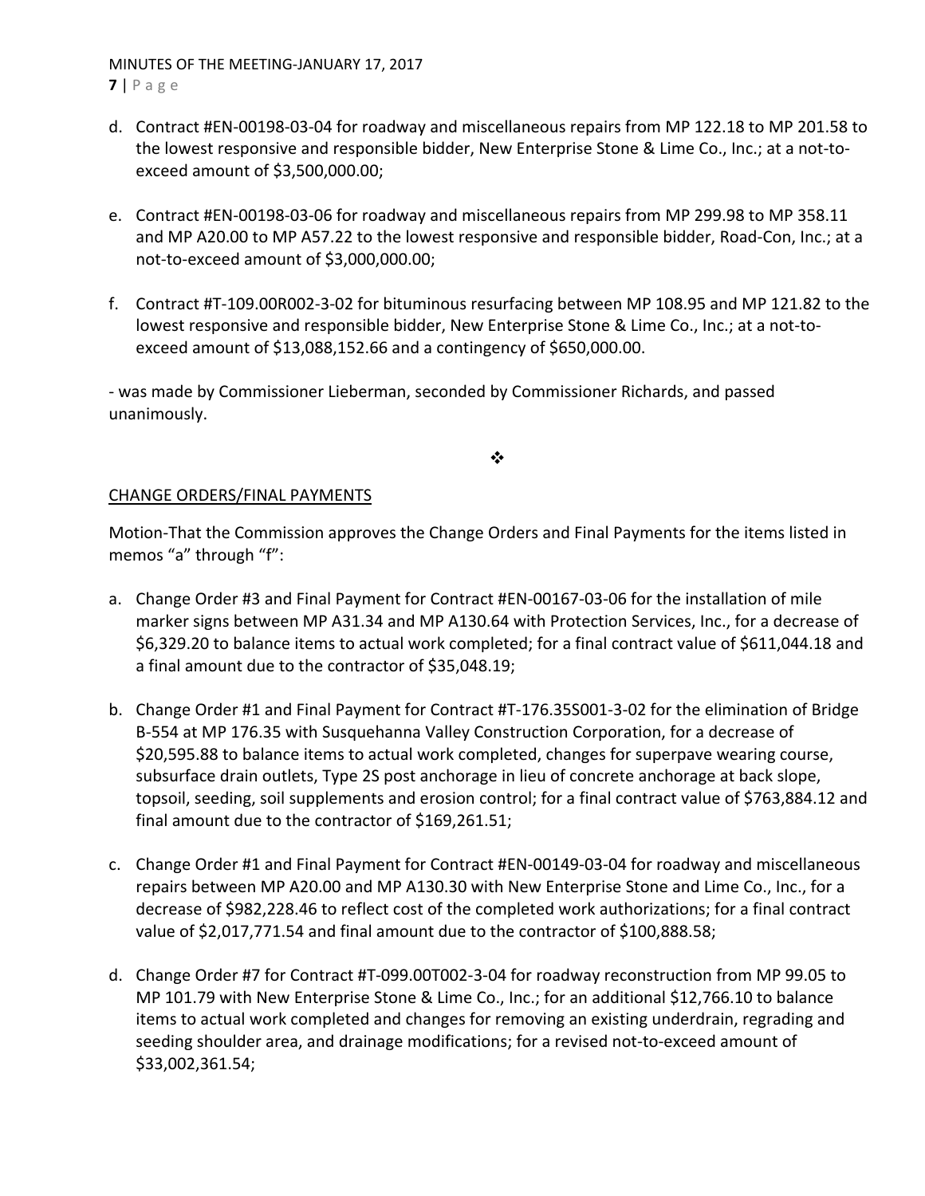d. Contract #EN-00198-03-04 for roadway and miscellaneous repairs from MP 122.18 to MP 201.58 to the lowest responsive and responsible bidder, New Enterprise Stone & Lime Co., Inc.; at a not-to-exceed amount of $3,500,000.00;

e. Contract #EN-00198-03-06 for roadway and miscellaneous repairs from MP 299.98 to MP 358.11 and MP A20.00 to MP A57.22 to the lowest responsive and responsible bidder, Road-Con, Inc.; at a not-to-exceed amount of $3,000,000.00;

f. Contract #T-109.00R002-3-02 for bituminous resurfacing between MP 108.95 and MP 121.82 to the lowest responsive and responsible bidder, New Enterprise Stone & Lime Co., Inc.; at a not-to-exceed amount of $13,088,152.66 and a contingency of $650,000.00.

- was made by Commissioner Lieberman, seconded by Commissioner Richards, and passed unanimously.

❖

<u>CHANGE ORDERS/FINAL PAYMENTS</u>

Motion-That the Commission approves the Change Orders and Final Payments for the items listed in memos "a" through "f":

a. Change Order #3 and Final Payment for Contract #EN-00167-03-06 for the installation of mile marker signs between MP A31.34 and MP A130.64 with Protection Services, Inc., for a decrease of $6,329.20 to balance items to actual work completed; for a final contract value of $611,044.18 and a final amount due to the contractor of $35,048.19;

b. Change Order #1 and Final Payment for Contract #T-176.35S001-3-02 for the elimination of Bridge B-554 at MP 176.35 with Susquehanna Valley Construction Corporation, for a decrease of $20,595.88 to balance items to actual work completed, changes for superpave wearing course, subsurface drain outlets, Type 2S post anchorage in lieu of concrete anchorage at back slope, topsoil, seeding, soil supplements and erosion control; for a final contract value of $763,884.12 and final amount due to the contractor of $169,261.51;

c. Change Order #1 and Final Payment for Contract #EN-00149-03-04 for roadway and miscellaneous repairs between MP A20.00 and MP A130.30 with New Enterprise Stone and Lime Co., Inc., for a decrease of $982,228.46 to reflect cost of the completed work authorizations; for a final contract value of $2,017,771.54 and final amount due to the contractor of $100,888.58;

d. Change Order #7 for Contract #T-099.00T002-3-04 for roadway reconstruction from MP 99.05 to MP 101.79 with New Enterprise Stone & Lime Co., Inc.; for an additional $12,766.10 to balance items to actual work completed and changes for removing an existing underdrain, regrading and seeding shoulder area, and drainage modifications; for a revised not-to-exceed amount of $33,002,361.54;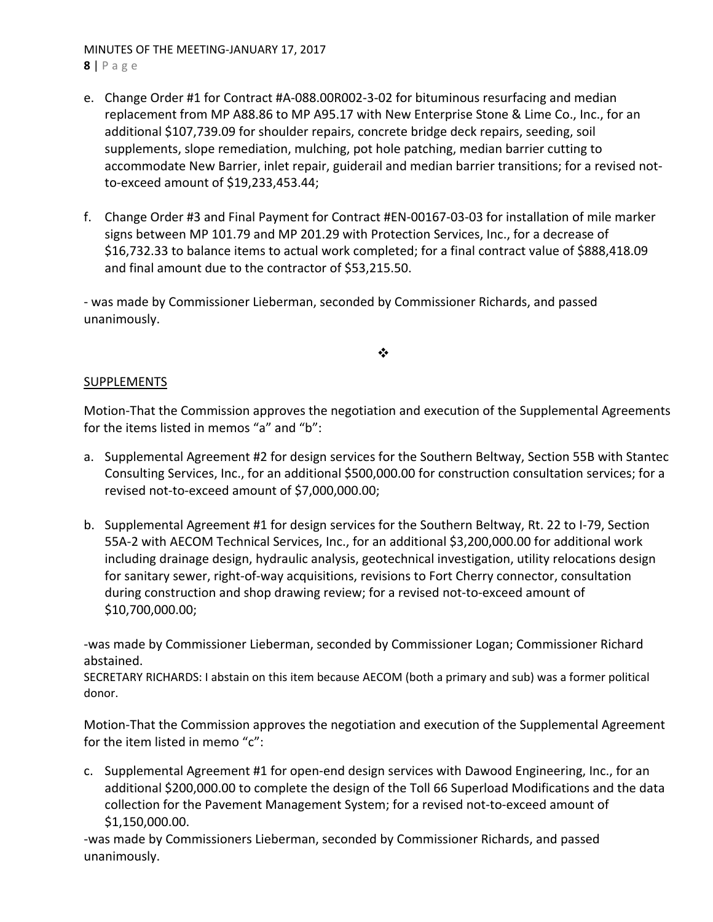e. Change Order #1 for Contract #A-088.00R002-3-02 for bituminous resurfacing and median replacement from MP A88.86 to MP A95.17 with New Enterprise Stone & Lime Co., Inc., for an additional $107,739.09 for shoulder repairs, concrete bridge deck repairs, seeding, soil supplements, slope remediation, mulching, pot hole patching, median barrier cutting to accommodate New Barrier, inlet repair, guiderail and median barrier transitions; for a revised not-to-exceed amount of $19,233,453.44;

f. Change Order #3 and Final Payment for Contract #EN-00167-03-03 for installation of mile marker signs between MP 101.79 and MP 201.29 with Protection Services, Inc., for a decrease of $16,732.33 to balance items to actual work completed; for a final contract value of $888,418.09 and final amount due to the contractor of $53,215.50.

- was made by Commissioner Lieberman, seconded by Commissioner Richards, and passed unanimously.

❖

## SUPPLEMENTS

Motion-That the Commission approves the negotiation and execution of the Supplemental Agreements for the items listed in memos "a" and "b":

a. Supplemental Agreement #2 for design services for the Southern Beltway, Section 55B with Stantec Consulting Services, Inc., for an additional $500,000.00 for construction consultation services; for a revised not-to-exceed amount of $7,000,000.00;

b. Supplemental Agreement #1 for design services for the Southern Beltway, Rt. 22 to I-79, Section 55A-2 with AECOM Technical Services, Inc., for an additional $3,200,000.00 for additional work including drainage design, hydraulic analysis, geotechnical investigation, utility relocations design for sanitary sewer, right-of-way acquisitions, revisions to Fort Cherry connector, consultation during construction and shop drawing review; for a revised not-to-exceed amount of $10,700,000.00;

-was made by Commissioner Lieberman, seconded by Commissioner Logan; Commissioner Richard abstained.

SECRETARY RICHARDS: I abstain on this item because AECOM (both a primary and sub) was a former political donor.

Motion-That the Commission approves the negotiation and execution of the Supplemental Agreement for the item listed in memo "c":

c. Supplemental Agreement #1 for open-end design services with Dawood Engineering, Inc., for an additional $200,000.00 to complete the design of the Toll 66 Superload Modifications and the data collection for the Pavement Management System; for a revised not-to-exceed amount of $1,150,000.00.

-was made by Commissioners Lieberman, seconded by Commissioner Richards, and passed unanimously.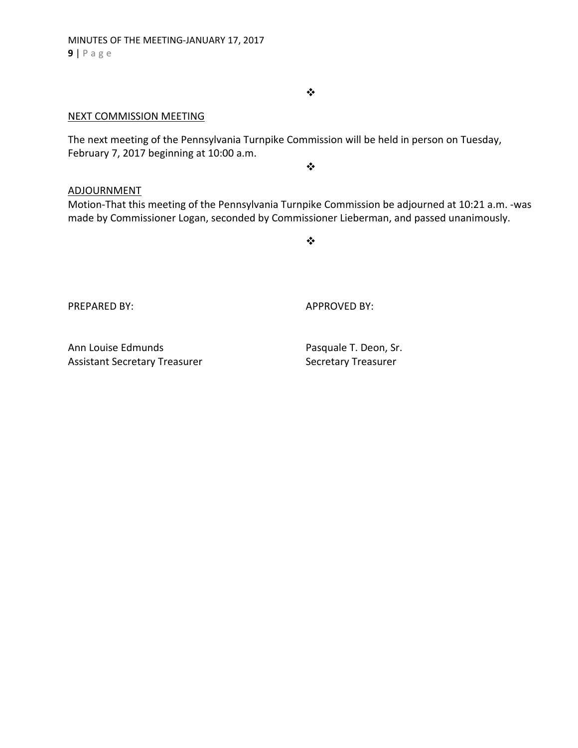❖

NEXT COMMISSION MEETING

The next meeting of the Pennsylvania Turnpike Commission will be held in person on Tuesday, February 7, 2017 beginning at 10:00 a.m.

❖

ADJOURNMENT

Motion-That this meeting of the Pennsylvania Turnpike Commission be adjourned at 10:21 a.m. -was made by Commissioner Logan, seconded by Commissioner Lieberman, and passed unanimously.

❖

| | |
|---|---|
| PREPARED BY: | APPROVED BY: |
| Ann Louise Edmunds<br>Assistant Secretary Treasurer | Pasquale T. Deon, Sr.<br>Secretary Treasurer |